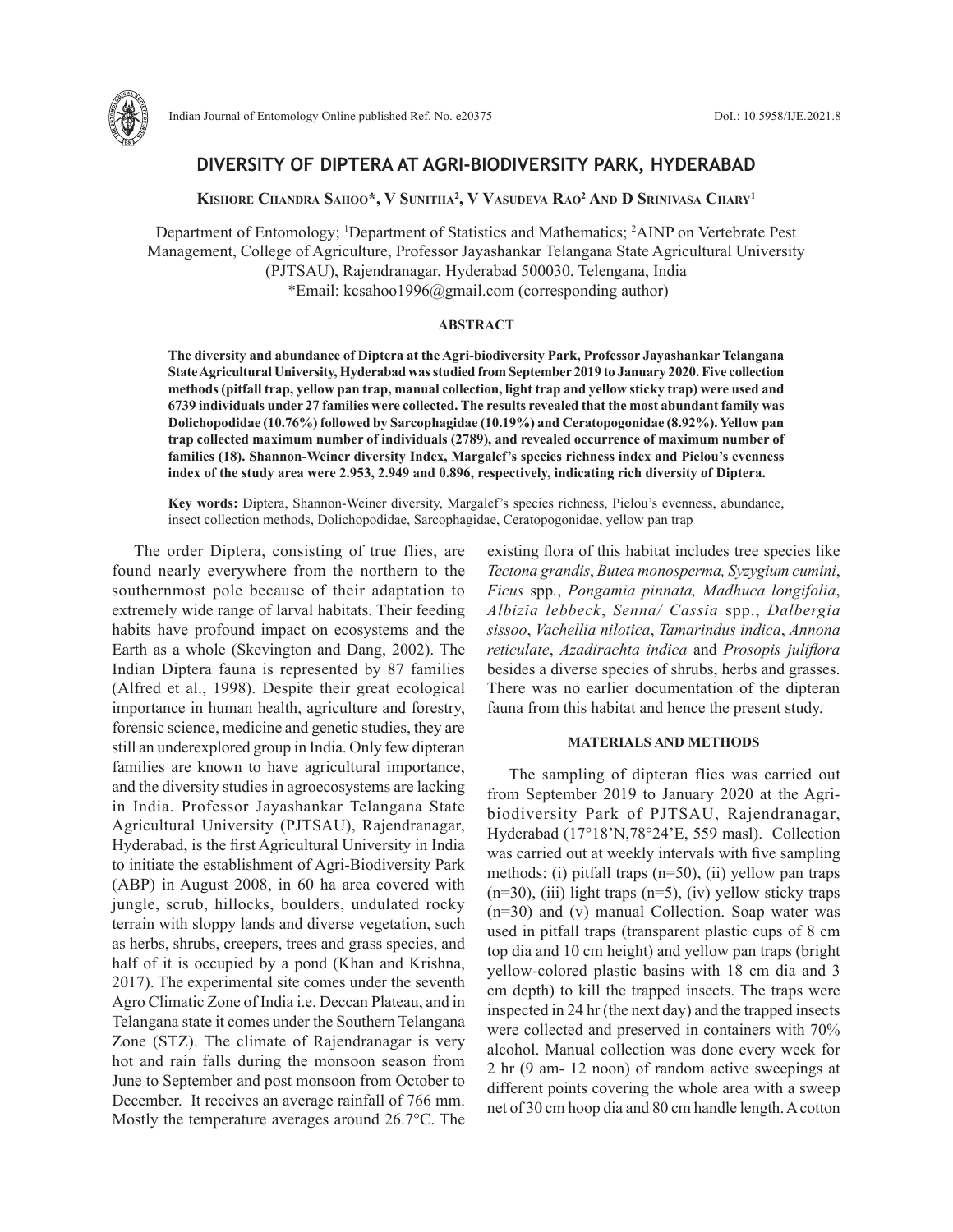# DIVERSITY OF DIPTERA AT AGRI-BIODIVERSITY PARK, HYDERABAD

**Kishore Chandra Sahoo*, V Sunitha[2], V Vasudeva Rao[2] and D Srinivasa Chary[1]**

Department of Entomology; [1]Department of Statistics and Mathematics; [2]AINP on Vertebrate Pest Management, College of Agriculture, Professor Jayashankar Telangana State Agricultural University (PJTSAU), Rajendranagar, Hyderabad 500030, Telengana, India
*Email: kcsahoo1996@gmail.com (corresponding author)

## ABSTRACT

**The diversity and abundance of Diptera at the Agri-biodiversity Park, Professor Jayashankar Telangana State Agricultural University, Hyderabad was studied from September 2019 to January 2020. Five collection methods (pitfall trap, yellow pan trap, manual collection, light trap and yellow sticky trap) were used and 6739 individuals under 27 families were collected. The results revealed that the most abundant family was Dolichopodidae (10.76%) followed by Sarcophagidae (10.19%) and Ceratopogonidae (8.92%). Yellow pan trap collected maximum number of individuals (2789), and revealed occurrence of maximum number of families (18). Shannon-Weiner diversity Index, Margalef's species richness index and Pielou's evenness index of the study area were 2.953, 2.949 and 0.896, respectively, indicating rich diversity of Diptera.**

**Key words:** Diptera, Shannon-Weiner diversity, Margalef's species richness, Pielou's evenness, abundance, insect collection methods, Dolichopodidae, Sarcophagidae, Ceratopogonidae, yellow pan trap

The order Diptera, consisting of true flies, are found nearly everywhere from the northern to the southernmost pole because of their adaptation to extremely wide range of larval habitats. Their feeding habits have profound impact on ecosystems and the Earth as a whole (Skevington and Dang, 2002). The Indian Diptera fauna is represented by 87 families (Alfred et al., 1998). Despite their great ecological importance in human health, agriculture and forestry, forensic science, medicine and genetic studies, they are still an underexplored group in India. Only few dipteran families are known to have agricultural importance, and the diversity studies in agroecosystems are lacking in India. Professor Jayashankar Telangana State Agricultural University (PJTSAU), Rajendranagar, Hyderabad, is the first Agricultural University in India to initiate the establishment of Agri-Biodiversity Park (ABP) in August 2008, in 60 ha area covered with jungle, scrub, hillocks, boulders, undulated rocky terrain with sloppy lands and diverse vegetation, such as herbs, shrubs, creepers, trees and grass species, and half of it is occupied by a pond (Khan and Krishna, 2017). The experimental site comes under the seventh Agro Climatic Zone of India i.e. Deccan Plateau, and in Telangana state it comes under the Southern Telangana Zone (STZ). The climate of Rajendranagar is very hot and rain falls during the monsoon season from June to September and post monsoon from October to December. It receives an average rainfall of 766 mm. Mostly the temperature averages around 26.7°C. The existing flora of this habitat includes tree species like *Tectona grandis*, *Butea monosperma, Syzygium cumini*, *Ficus* spp., *Pongamia pinnata, Madhuca longifolia*, *Albizia lebbeck*, *Senna/ Cassia* spp., *Dalbergia sissoo*, *Vachellia nilotica*, *Tamarindus indica*, *Annona reticulate*, *Azadirachta indica* and *Prosopis juliflora* besides a diverse species of shrubs, herbs and grasses. There was no earlier documentation of the dipteran fauna from this habitat and hence the present study.

## MATERIALS AND METHODS

The sampling of dipteran flies was carried out from September 2019 to January 2020 at the Agri-biodiversity Park of PJTSAU, Rajendranagar, Hyderabad (17°18'N,78°24'E, 559 masl). Collection was carried out at weekly intervals with five sampling methods: (i) pitfall traps (n=50), (ii) yellow pan traps (n=30), (iii) light traps (n=5), (iv) yellow sticky traps (n=30) and (v) manual Collection. Soap water was used in pitfall traps (transparent plastic cups of 8 cm top dia and 10 cm height) and yellow pan traps (bright yellow-colored plastic basins with 18 cm dia and 3 cm depth) to kill the trapped insects. The traps were inspected in 24 hr (the next day) and the trapped insects were collected and preserved in containers with 70% alcohol. Manual collection was done every week for 2 hr (9 am- 12 noon) of random active sweepings at different points covering the whole area with a sweep net of 30 cm hoop dia and 80 cm handle length. A cotton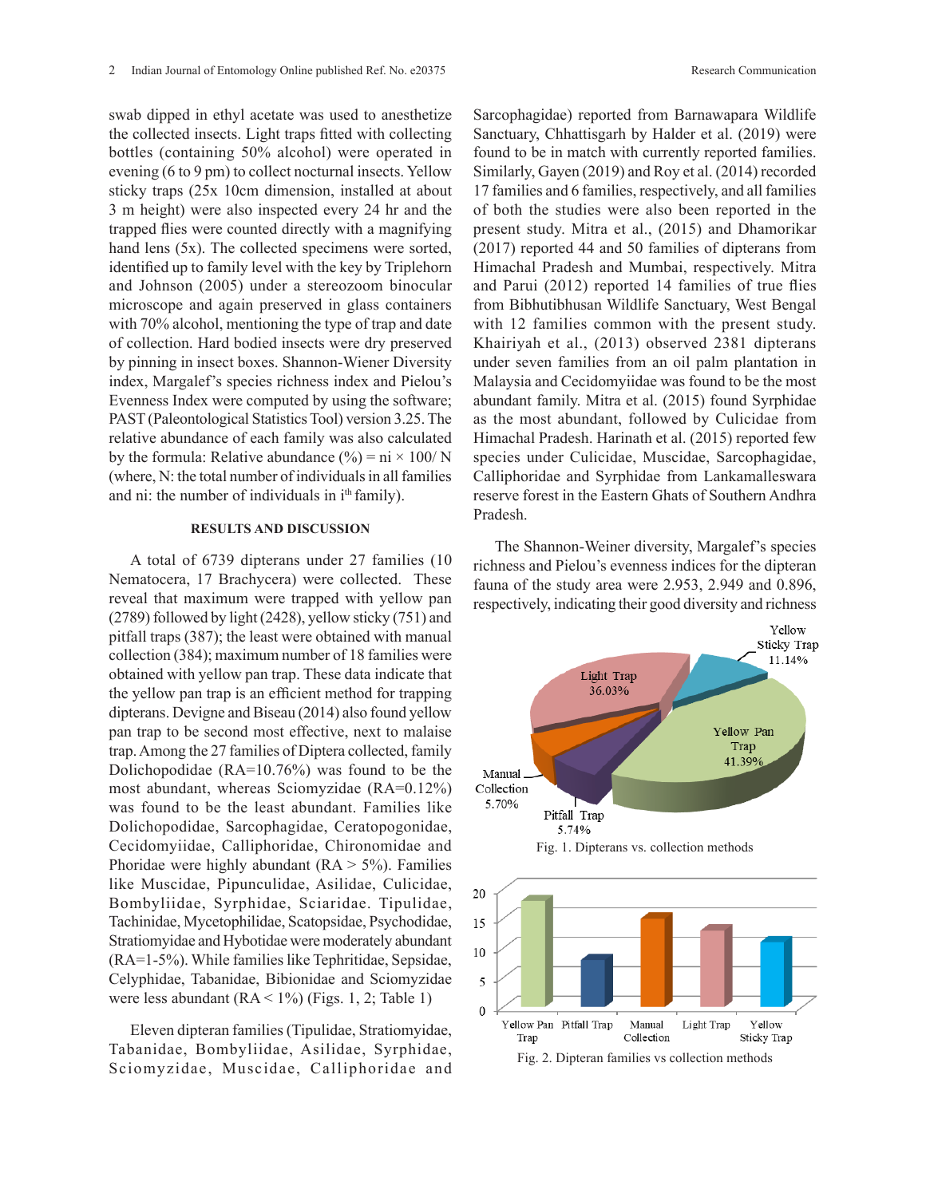swab dipped in ethyl acetate was used to anesthetize the collected insects. Light traps fitted with collecting bottles (containing 50% alcohol) were operated in evening (6 to 9 pm) to collect nocturnal insects. Yellow sticky traps (25x 10cm dimension, installed at about 3 m height) were also inspected every 24 hr and the trapped flies were counted directly with a magnifying hand lens (5x). The collected specimens were sorted, identified up to family level with the key by Triplehorn and Johnson (2005) under a stereozoom binocular microscope and again preserved in glass containers with 70% alcohol, mentioning the type of trap and date of collection. Hard bodied insects were dry preserved by pinning in insect boxes. Shannon-Wiener Diversity index, Margalef's species richness index and Pielou's Evenness Index were computed by using the software; PAST (Paleontological Statistics Tool) version 3.25. The relative abundance of each family was also calculated by the formula: Relative abundance (%) = ni × 100/ N (where, N: the total number of individuals in all families and ni: the number of individuals in $i^{th}$ family).

## RESULTS AND DISCUSSION

A total of 6739 dipterans under 27 families (10 Nematocera, 17 Brachycera) were collected. These reveal that maximum were trapped with yellow pan (2789) followed by light (2428), yellow sticky (751) and pitfall traps (387); the least were obtained with manual collection (384); maximum number of 18 families were obtained with yellow pan trap. These data indicate that the yellow pan trap is an efficient method for trapping dipterans. Devigne and Biseau (2014) also found yellow pan trap to be second most effective, next to malaise trap. Among the 27 families of Diptera collected, family Dolichopodidae (RA=10.76%) was found to be the most abundant, whereas Sciomyzidae (RA=0.12%) was found to be the least abundant. Families like Dolichopodidae, Sarcophagidae, Ceratopogonidae, Cecidomyiidae, Calliphoridae, Chironomidae and Phoridae were highly abundant (RA > 5%). Families like Muscidae, Pipunculidae, Asilidae, Culicidae, Bombyliidae, Syrphidae, Sciaridae. Tipulidae, Tachinidae, Mycetophilidae, Scatopsidae, Psychodidae, Stratiomyidae and Hybotidae were moderately abundant (RA=1-5%). While families like Tephritidae, Sepsidae, Celyphidae, Tabanidae, Bibionidae and Sciomyzidae were less abundant (RA < 1%) (Figs. 1, 2; Table 1)

Eleven dipteran families (Tipulidae, Stratiomyidae, Tabanidae, Bombyliidae, Asilidae, Syrphidae, Sciomyzidae, Muscidae, Calliphoridae and Sarcophagidae) reported from Barnawapara Wildlife Sanctuary, Chhattisgarh by Halder et al. (2019) were found to be in match with currently reported families. Similarly, Gayen (2019) and Roy et al. (2014) recorded 17 families and 6 families, respectively, and all families of both the studies were also been reported in the present study. Mitra et al., (2015) and Dhamorikar (2017) reported 44 and 50 families of dipterans from Himachal Pradesh and Mumbai, respectively. Mitra and Parui (2012) reported 14 families of true flies from Bibhutibhusan Wildlife Sanctuary, West Bengal with 12 families common with the present study. Khairiyah et al., (2013) observed 2381 dipterans under seven families from an oil palm plantation in Malaysia and Cecidomyiidae was found to be the most abundant family. Mitra et al. (2015) found Syrphidae as the most abundant, followed by Culicidae from Himachal Pradesh. Harinath et al. (2015) reported few species under Culicidae, Muscidae, Sarcophagidae, Calliphoridae and Syrphidae from Lankamalleswara reserve forest in the Eastern Ghats of Southern Andhra Pradesh.

The Shannon-Weiner diversity, Margalef's species richness and Pielou's evenness indices for the dipteran fauna of the study area were 2.953, 2.949 and 0.896, respectively, indicating their good diversity and richness

Fig. 1. Dipterans vs. collection methods

Fig. 2. Dipteran families vs collection methods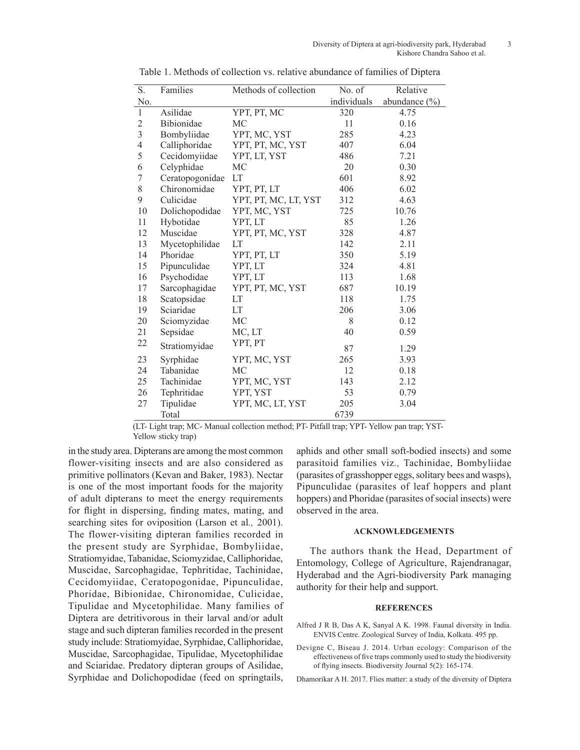Table 1. Methods of collection vs. relative abundance of families of Diptera

| S. No. | Families | Methods of collection | No. of individuals | Relative abundance (%) |
|---|---|---|---|---|
| 1 | Asilidae | YPT, PT, MC | 320 | 4.75 |
| 2 | Bibionidae | MC | 11 | 0.16 |
| 3 | Bombyliidae | YPT, MC, YST | 285 | 4.23 |
| 4 | Calliphoridae | YPT, PT, MC, YST | 407 | 6.04 |
| 5 | Cecidomyiidae | YPT, LT, YST | 486 | 7.21 |
| 6 | Celyphidae | MC | 20 | 0.30 |
| 7 | Ceratopogonidae | LT | 601 | 8.92 |
| 8 | Chironomidae | YPT, PT, LT | 406 | 6.02 |
| 9 | Culicidae | YPT, PT, MC, LT, YST | 312 | 4.63 |
| 10 | Dolichopodidae | YPT, MC, YST | 725 | 10.76 |
| 11 | Hybotidae | YPT, LT | 85 | 1.26 |
| 12 | Muscidae | YPT, PT, MC, YST | 328 | 4.87 |
| 13 | Mycetophilidae | LT | 142 | 2.11 |
| 14 | Phoridae | YPT, PT, LT | 350 | 5.19 |
| 15 | Pipunculidae | YPT, LT | 324 | 4.81 |
| 16 | Psychodidae | YPT, LT | 113 | 1.68 |
| 17 | Sarcophagidae | YPT, PT, MC, YST | 687 | 10.19 |
| 18 | Scatopsidae | LT | 118 | 1.75 |
| 19 | Sciaridae | LT | 206 | 3.06 |
| 20 | Sciomyzidae | MC | 8 | 0.12 |
| 21 | Sepsidae | MC, LT | 40 | 0.59 |
| 22 | Stratiomyidae | YPT, PT | 87 | 1.29 |
| 23 | Syrphidae | YPT, MC, YST | 265 | 3.93 |
| 24 | Tabanidae | MC | 12 | 0.18 |
| 25 | Tachinidae | YPT, MC, YST | 143 | 2.12 |
| 26 | Tephritidae | YPT, YST | 53 | 0.79 |
| 27 | Tipulidae | YPT, MC, LT, YST | 205 | 3.04 |
| | Total | | 6739 | |

(LT- Light trap; MC- Manual collection method; PT- Pitfall trap; YPT- Yellow pan trap; YST- Yellow sticky trap)

in the study area. Dipterans are among the most common flower-visiting insects and are also considered as primitive pollinators (Kevan and Baker, 1983). Nectar is one of the most important foods for the majority of adult dipterans to meet the energy requirements for flight in dispersing, finding mates, mating, and searching sites for oviposition (Larson et al*.,* 2001). The flower-visiting dipteran families recorded in the present study are Syrphidae, Bombyliidae, Stratiomyidae, Tabanidae, Sciomyzidae, Calliphoridae, Muscidae, Sarcophagidae, Tephritidae, Tachinidae, Cecidomyiidae, Ceratopogonidae, Pipunculidae, Phoridae, Bibionidae, Chironomidae, Culicidae, Tipulidae and Mycetophilidae. Many families of Diptera are detritivorous in their larval and/or adult stage and such dipteran families recorded in the present study include: Stratiomyidae, Syrphidae, Calliphoridae, Muscidae, Sarcophagidae, Tipulidae, Mycetophilidae and Sciaridae. Predatory dipteran groups of Asilidae, Syrphidae and Dolichopodidae (feed on springtails, aphids and other small soft-bodied insects) and some parasitoid families viz*.,* Tachinidae, Bombyliidae (parasites of grasshopper eggs, solitary bees and wasps), Pipunculidae (parasites of leaf hoppers and plant hoppers) and Phoridae (parasites of social insects) were observed in the area.

## ACKNOWLEDGEMENTS

The authors thank the Head, Department of Entomology, College of Agriculture, Rajendranagar, Hyderabad and the Agri-biodiversity Park managing authority for their help and support.

## REFERENCES

Alfred J R B, Das A K, Sanyal A K. 1998. Faunal diversity in India. ENVIS Centre. Zoological Survey of India, Kolkata. 495 pp.

Devigne C, Biseau J. 2014. Urban ecology: Comparison of the effectiveness of five traps commonly used to study the biodiversity of flying insects. Biodiversity Journal 5(2): 165-174.

Dhamorikar A H. 2017. Flies matter: a study of the diversity of Diptera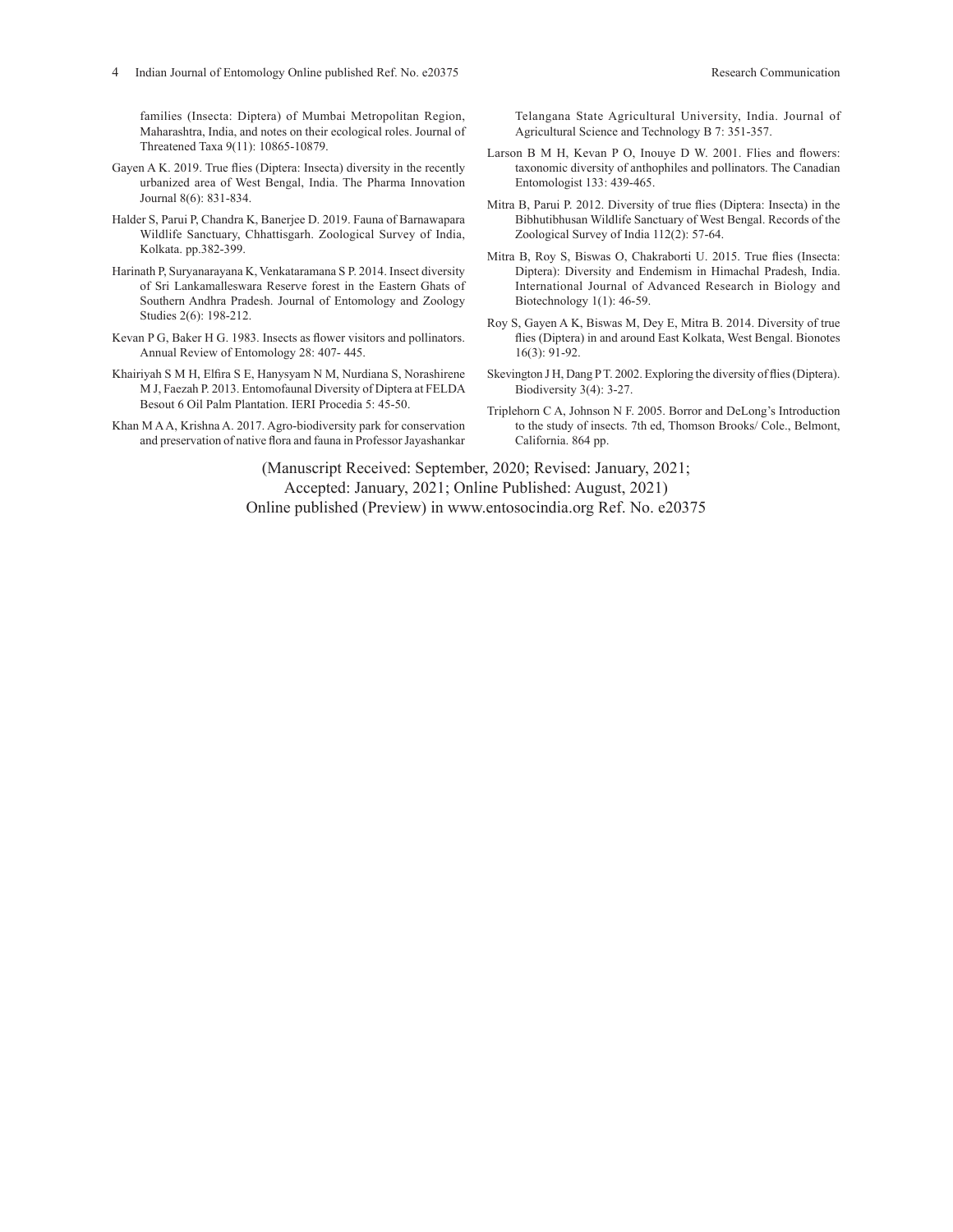families (Insecta: Diptera) of Mumbai Metropolitan Region, Maharashtra, India, and notes on their ecological roles. Journal of Threatened Taxa 9(11): 10865-10879.

Gayen A K. 2019. True flies (Diptera: Insecta) diversity in the recently urbanized area of West Bengal, India. The Pharma Innovation Journal 8(6): 831-834.

Halder S, Parui P, Chandra K, Banerjee D. 2019. Fauna of Barnawapara Wildlife Sanctuary, Chhattisgarh. Zoological Survey of India, Kolkata. pp.382-399.

Harinath P, Suryanarayana K, Venkataramana S P. 2014. Insect diversity of Sri Lankamalleswara Reserve forest in the Eastern Ghats of Southern Andhra Pradesh. Journal of Entomology and Zoology Studies 2(6): 198-212.

Kevan P G, Baker H G. 1983. Insects as flower visitors and pollinators. Annual Review of Entomology 28: 407- 445.

Khairiyah S M H, Elfira S E, Hanysyam N M, Nurdiana S, Norashirene M J, Faezah P. 2013. Entomofaunal Diversity of Diptera at FELDA Besout 6 Oil Palm Plantation. IERI Procedia 5: 45-50.

Khan M A A, Krishna A. 2017. Agro-biodiversity park for conservation and preservation of native flora and fauna in Professor Jayashankar Telangana State Agricultural University, India. Journal of Agricultural Science and Technology B 7: 351-357.

Larson B M H, Kevan P O, Inouye D W. 2001. Flies and flowers: taxonomic diversity of anthophiles and pollinators. The Canadian Entomologist 133: 439-465.

Mitra B, Parui P. 2012. Diversity of true flies (Diptera: Insecta) in the Bibhutibhusan Wildlife Sanctuary of West Bengal. Records of the Zoological Survey of India 112(2): 57-64.

Mitra B, Roy S, Biswas O, Chakraborti U. 2015. True flies (Insecta: Diptera): Diversity and Endemism in Himachal Pradesh, India. International Journal of Advanced Research in Biology and Biotechnology 1(1): 46-59.

Roy S, Gayen A K, Biswas M, Dey E, Mitra B. 2014. Diversity of true flies (Diptera) in and around East Kolkata, West Bengal. Bionotes 16(3): 91-92.

Skevington J H, Dang P T. 2002. Exploring the diversity of flies (Diptera). Biodiversity 3(4): 3-27.

Triplehorn C A, Johnson N F. 2005. Borror and DeLong's Introduction to the study of insects. 7th ed, Thomson Brooks/ Cole., Belmont, California. 864 pp.

(Manuscript Received: September, 2020; Revised: January, 2021; Accepted: January, 2021; Online Published: August, 2021)
Online published (Preview) in www.entosocindia.org Ref. No. e20375